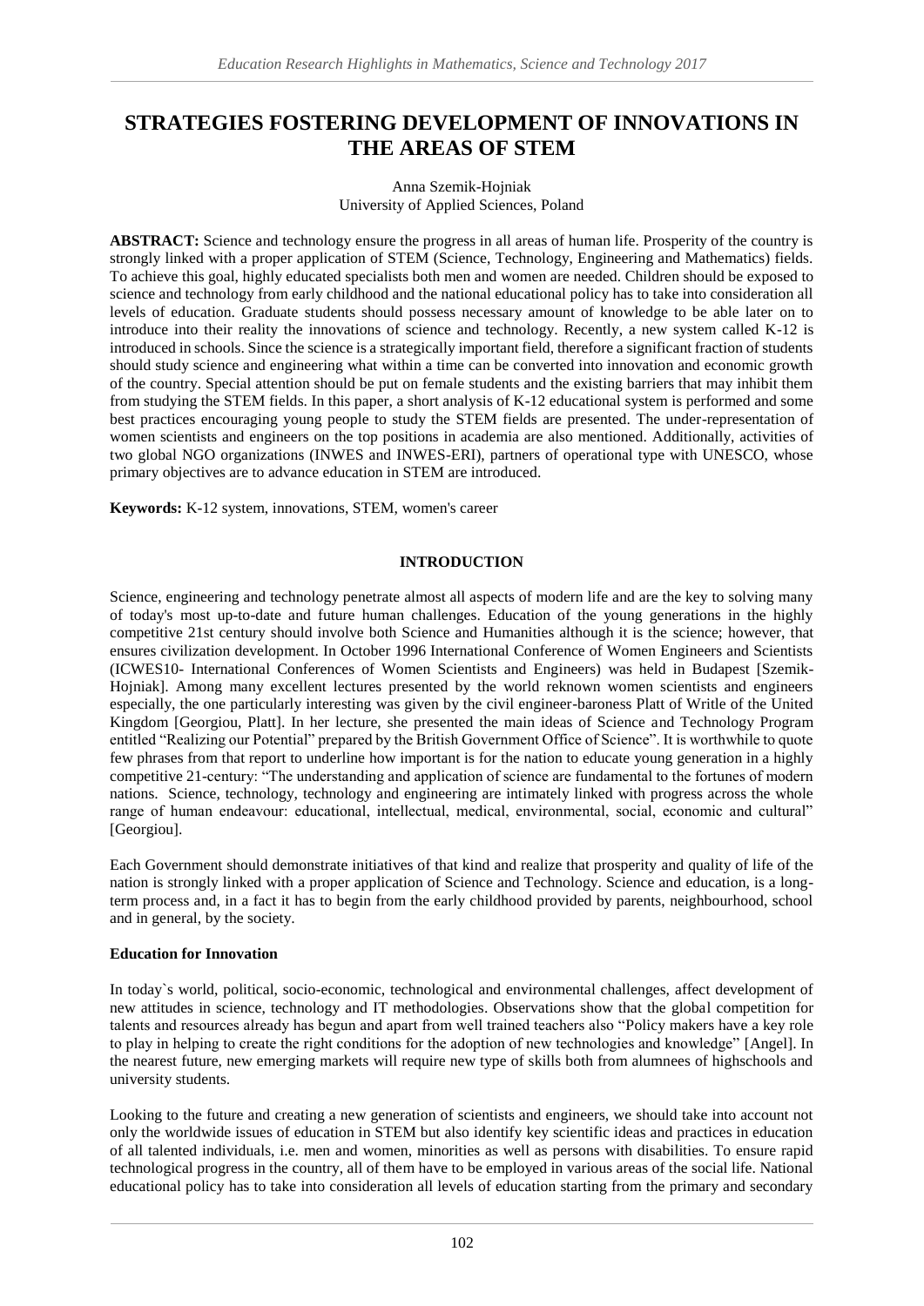# STRATEGIES FOSTERING DEVELOPMENT OF INNOVATIONS IN THE AREAS OF STEM

Anna Szemik-Hojniak
University of Applied Sciences, Poland

**ABSTRACT:** Science and technology ensure the progress in all areas of human life. Prosperity of the country is strongly linked with a proper application of STEM (Science, Technology, Engineering and Mathematics) fields. To achieve this goal, highly educated specialists both men and women are needed. Children should be exposed to science and technology from early childhood and the national educational policy has to take into consideration all levels of education. Graduate students should possess necessary amount of knowledge to be able later on to introduce into their reality the innovations of science and technology. Recently, a new system called K-12 is introduced in schools. Since the science is a strategically important field, therefore a significant fraction of students should study science and engineering what within a time can be converted into innovation and economic growth of the country. Special attention should be put on female students and the existing barriers that may inhibit them from studying the STEM fields. In this paper, a short analysis of K-12 educational system is performed and some best practices encouraging young people to study the STEM fields are presented. The under-representation of women scientists and engineers on the top positions in academia are also mentioned. Additionally, activities of two global NGO organizations (INWES and INWES-ERI), partners of operational type with UNESCO, whose primary objectives are to advance education in STEM are introduced.

**Keywords:** K-12 system, innovations, STEM, women's career

## INTRODUCTION

Science, engineering and technology penetrate almost all aspects of modern life and are the key to solving many of today's most up-to-date and future human challenges. Education of the young generations in the highly competitive 21st century should involve both Science and Humanities although it is the science; however, that ensures civilization development. In October 1996 International Conference of Women Engineers and Scientists (ICWES10- International Conferences of Women Scientists and Engineers) was held in Budapest [Szemik-Hojniak]. Among many excellent lectures presented by the world reknown women scientists and engineers especially, the one particularly interesting was given by the civil engineer-baroness Platt of Writle of the United Kingdom [Georgiou, Platt]. In her lecture, she presented the main ideas of Science and Technology Program entitled "Realizing our Potential" prepared by the British Government Office of Science". It is worthwhile to quote few phrases from that report to underline how important is for the nation to educate young generation in a highly competitive 21-century: "The understanding and application of science are fundamental to the fortunes of modern nations. Science, technology, technology and engineering are intimately linked with progress across the whole range of human endeavour: educational, intellectual, medical, environmental, social, economic and cultural" [Georgiou].

Each Government should demonstrate initiatives of that kind and realize that prosperity and quality of life of the nation is strongly linked with a proper application of Science and Technology. Science and education, is a long-term process and, in a fact it has to begin from the early childhood provided by parents, neighbourhood, school and in general, by the society.

### Education for Innovation

In today`s world, political, socio-economic, technological and environmental challenges, affect development of new attitudes in science, technology and IT methodologies. Observations show that the global competition for talents and resources already has begun and apart from well trained teachers also "Policy makers have a key role to play in helping to create the right conditions for the adoption of new technologies and knowledge" [Angel]. In the nearest future, new emerging markets will require new type of skills both from alumnees of highschools and university students.

Looking to the future and creating a new generation of scientists and engineers, we should take into account not only the worldwide issues of education in STEM but also identify key scientific ideas and practices in education of all talented individuals, i.e. men and women, minorities as well as persons with disabilities. To ensure rapid technological progress in the country, all of them have to be employed in various areas of the social life. National educational policy has to take into consideration all levels of education starting from the primary and secondary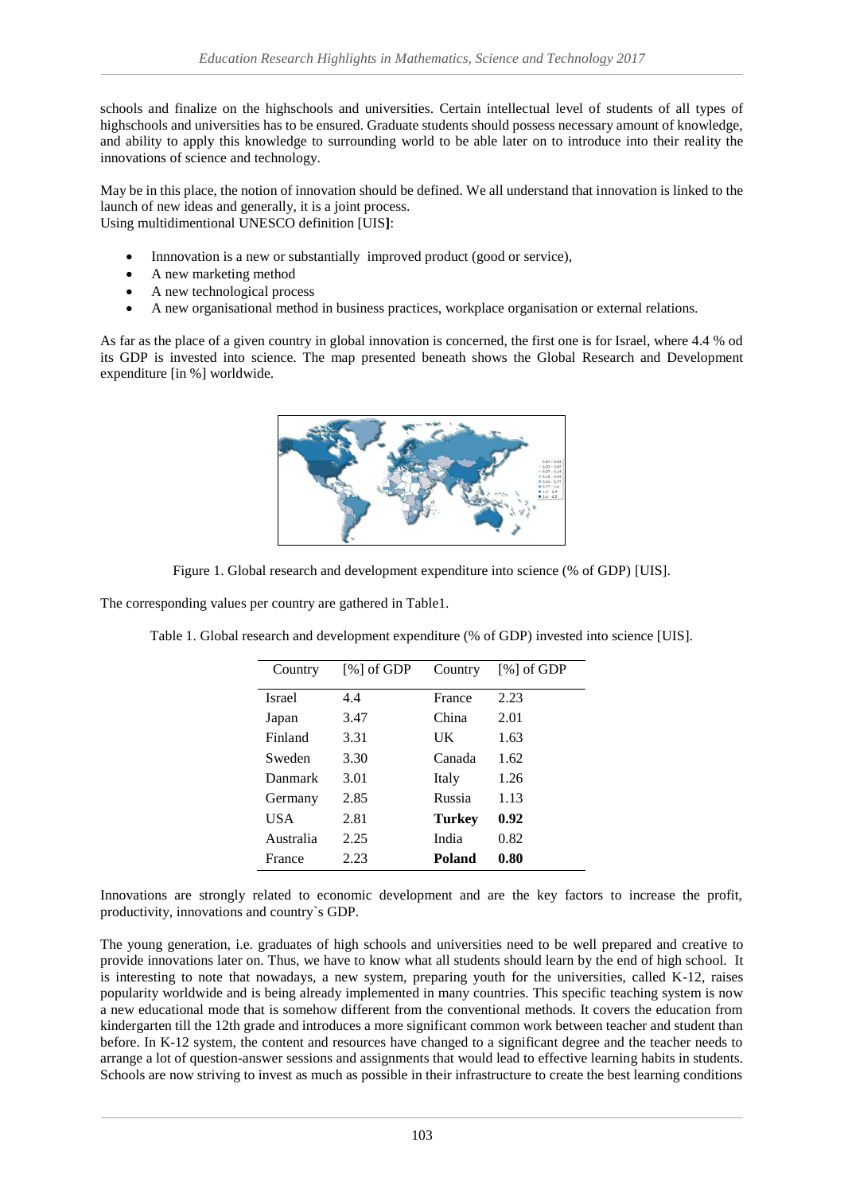schools and finalize on the highschools and universities. Certain intellectual level of students of all types of highschools and universities has to be ensured. Graduate students should possess necessary amount of knowledge, and ability to apply this knowledge to surrounding world to be able later on to introduce into their reality the innovations of science and technology.

May be in this place, the notion of innovation should be defined. We all understand that innovation is linked to the launch of new ideas and generally, it is a joint process.
Using multidimentional UNESCO definition [UIS]:

- Innnovation is a new or substantially improved product (good or service),
- A new marketing method
- A new technological process
- A new organisational method in business practices, workplace organisation or external relations.

As far as the place of a given country in global innovation is concerned, the first one is for Israel, where 4.4 % od its GDP is invested into science. The map presented beneath shows the Global Research and Development expenditure [in %] worldwide.

Figure 1. Global research and development expenditure into science (% of GDP) [UIS].

The corresponding values per country are gathered in Table1.

Table 1. Global research and development expenditure (% of GDP) invested into science [UIS].

| Country | [%] of GDP | Country | [%] of GDP |
|---|---|---|---|
| Israel | 4.4 | France | 2.23 |
| Japan | 3.47 | China | 2.01 |
| Finland | 3.31 | UK | 1.63 |
| Sweden | 3.30 | Canada | 1.62 |
| Danmark | 3.01 | Italy | 1.26 |
| Germany | 2.85 | Russia | 1.13 |
| USA | 2.81 | **Turkey** | **0.92** |
| Australia | 2.25 | India | 0.82 |
| France | 2.23 | **Poland** | **0.80** |

Innovations are strongly related to economic development and are the key factors to increase the profit, productivity, innovations and country`s GDP.

The young generation, i.e. graduates of high schools and universities need to be well prepared and creative to provide innovations later on. Thus, we have to know what all students should learn by the end of high school. It is interesting to note that nowadays, a new system, preparing youth for the universities, called K-12, raises popularity worldwide and is being already implemented in many countries. This specific teaching system is now a new educational mode that is somehow different from the conventional methods. It covers the education from kindergarten till the 12th grade and introduces a more significant common work between teacher and student than before. In K-12 system, the content and resources have changed to a significant degree and the teacher needs to arrange a lot of question-answer sessions and assignments that would lead to effective learning habits in students. Schools are now striving to invest as much as possible in their infrastructure to create the best learning conditions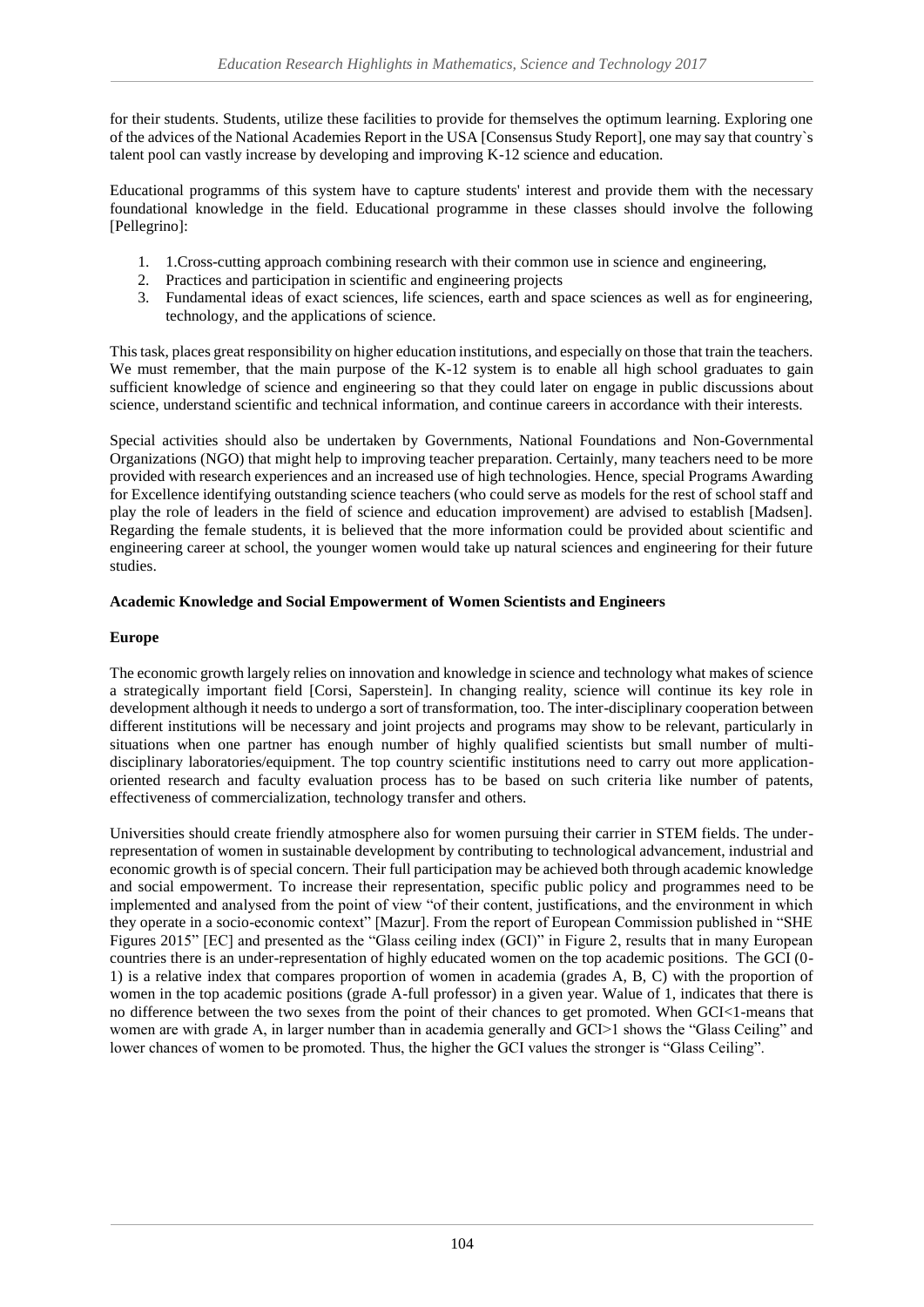for their students. Students, utilize these facilities to provide for themselves the optimum learning. Exploring one of the advices of the National Academies Report in the USA [Consensus Study Report], one may say that country`s talent pool can vastly increase by developing and improving K-12 science and education.

Educational programms of this system have to capture students' interest and provide them with the necessary foundational knowledge in the field. Educational programme in these classes should involve the following [Pellegrino]:

1. 1.Cross-cutting approach combining research with their common use in science and engineering,
2. Practices and participation in scientific and engineering projects
3. Fundamental ideas of exact sciences, life sciences, earth and space sciences as well as for engineering, technology, and the applications of science.

This task, places great responsibility on higher education institutions, and especially on those that train the teachers. We must remember, that the main purpose of the K-12 system is to enable all high school graduates to gain sufficient knowledge of science and engineering so that they could later on engage in public discussions about science, understand scientific and technical information, and continue careers in accordance with their interests.

Special activities should also be undertaken by Governments, National Foundations and Non-Governmental Organizations (NGO) that might help to improving teacher preparation. Certainly, many teachers need to be more provided with research experiences and an increased use of high technologies. Hence, special Programs Awarding for Excellence identifying outstanding science teachers (who could serve as models for the rest of school staff and play the role of leaders in the field of science and education improvement) are advised to establish [Madsen]. Regarding the female students, it is believed that the more information could be provided about scientific and engineering career at school, the younger women would take up natural sciences and engineering for their future studies.

**Academic Knowledge and Social Empowerment of Women Scientists and Engineers**

**Europe**

The economic growth largely relies on innovation and knowledge in science and technology what makes of science a strategically important field [Corsi, Saperstein]. In changing reality, science will continue its key role in development although it needs to undergo a sort of transformation, too. The inter-disciplinary cooperation between different institutions will be necessary and joint projects and programs may show to be relevant, particularly in situations when one partner has enough number of highly qualified scientists but small number of multi-disciplinary laboratories/equipment. The top country scientific institutions need to carry out more application-oriented research and faculty evaluation process has to be based on such criteria like number of patents, effectiveness of commercialization, technology transfer and others.

Universities should create friendly atmosphere also for women pursuing their carrier in STEM fields. The under-representation of women in sustainable development by contributing to technological advancement, industrial and economic growth is of special concern. Their full participation may be achieved both through academic knowledge and social empowerment. To increase their representation, specific public policy and programmes need to be implemented and analysed from the point of view "of their content, justifications, and the environment in which they operate in a socio-economic context" [Mazur]. From the report of European Commission published in "SHE Figures 2015" [EC] and presented as the "Glass ceiling index (GCI)" in Figure 2, results that in many European countries there is an under-representation of highly educated women on the top academic positions. The GCI (0-1) is a relative index that compares proportion of women in academia (grades A, B, C) with the proportion of women in the top academic positions (grade A-full professor) in a given year. Walue of 1, indicates that there is no difference between the two sexes from the point of their chances to get promoted. When GCI<1-means that women are with grade A, in larger number than in academia generally and GCI>1 shows the "Glass Ceiling" and lower chances of women to be promoted. Thus, the higher the GCI values the stronger is "Glass Ceiling".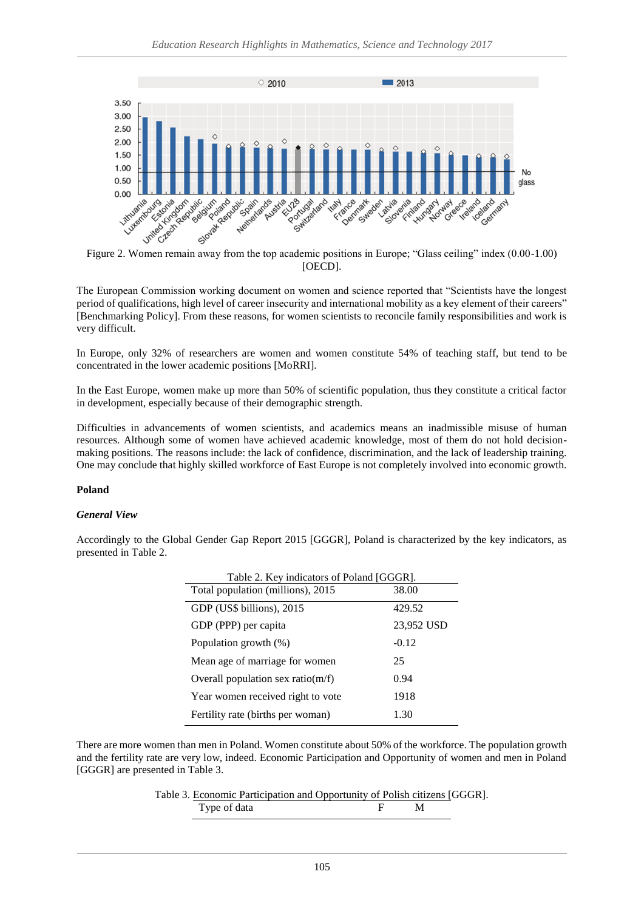Figure 2. Women remain away from the top academic positions in Europe; “Glass ceiling” index (0.00-1.00) [OECD].

The European Commission working document on women and science reported that “Scientists have the longest period of qualifications, high level of career insecurity and international mobility as a key element of their careers” [Benchmarking Policy]. From these reasons, for women scientists to reconcile family responsibilities and work is very difficult.

In Europe, only 32% of researchers are women and women constitute 54% of teaching staff, but tend to be concentrated in the lower academic positions [MoRRI].

In the East Europe, women make up more than 50% of scientific population, thus they constitute a critical factor in development, especially because of their demographic strength.

Difficulties in advancements of women scientists, and academics means an inadmissible misuse of human resources. Although some of women have achieved academic knowledge, most of them do not hold decision-making positions. The reasons include: the lack of confidence, discrimination, and the lack of leadership training. One may conclude that highly skilled workforce of East Europe is not completely involved into economic growth.

**Poland**

***General View***

Accordingly to the Global Gender Gap Report 2015 [GGGR], Poland is characterized by the key indicators, as presented in Table 2.

Table 2. Key indicators of Poland [GGGR].

| | |
|---|---|
| Total population (millions), 2015 | 38.00 |
| GDP (US$ billions), 2015 | 429.52 |
| GDP (PPP) per capita | 23,952 USD |
| Population growth (%) | -0.12 |
| Mean age of marriage for women | 25 |
| Overall population sex ratio(m/f) | 0.94 |
| Year women received right to vote | 1918 |
| Fertility rate (births per woman) | 1.30 |

There are more women than men in Poland. Women constitute about 50% of the workforce. The population growth and the fertility rate are very low, indeed. Economic Participation and Opportunity of women and men in Poland [GGGR] are presented in Table 3.

Table 3. Economic Participation and Opportunity of Polish citizens [GGGR].

| Type of data | F | M |
|---|---|---|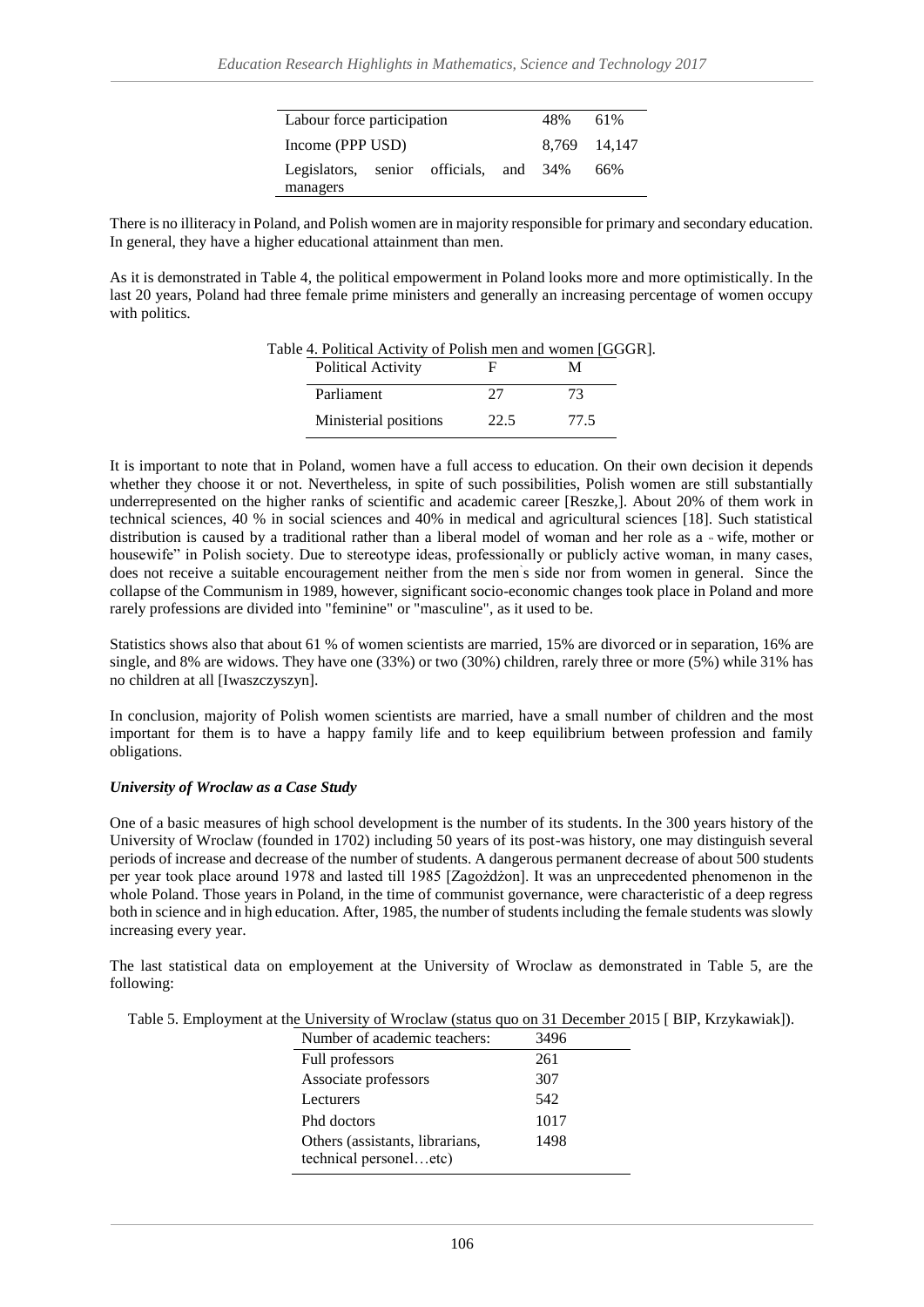| Labour force participation | 48% | 61% |
| --- | --- | --- |
| Income (PPP USD) | 8,769 | 14,147 |
| Legislators, senior officials, and managers | 34% | 66% |

There is no illiteracy in Poland, and Polish women are in majority responsible for primary and secondary education. In general, they have a higher educational attainment than men.

As it is demonstrated in Table 4, the political empowerment in Poland looks more and more optimistically. In the last 20 years, Poland had three female prime ministers and generally an increasing percentage of women occupy with politics.

Table 4. Political Activity of Polish men and women [GGGR].

| Political Activity | F | M |
| --- | --- | --- |
| Parliament | 27 | 73 |
| Ministerial positions | 22.5 | 77.5 |

It is important to note that in Poland, women have a full access to education. On their own decision it depends whether they choose it or not. Nevertheless, in spite of such possibilities, Polish women are still substantially underrepresented on the higher ranks of scientific and academic career [Reszke,]. About 20% of them work in technical sciences, 40 % in social sciences and 40% in medical and agricultural sciences [18]. Such statistical distribution is caused by a traditional rather than a liberal model of woman and her role as a " wife, mother or housewife" in Polish society. Due to stereotype ideas, professionally or publicly active woman, in many cases, does not receive a suitable encouragement neither from the men`s side nor from women in general. Since the collapse of the Communism in 1989, however, significant socio-economic changes took place in Poland and more rarely professions are divided into "feminine" or "masculine", as it used to be.

Statistics shows also that about 61 % of women scientists are married, 15% are divorced or in separation, 16% are single, and 8% are widows. They have one (33%) or two (30%) children, rarely three or more (5%) while 31% has no children at all [Iwaszczyszyn].

In conclusion, majority of Polish women scientists are married, have a small number of children and the most important for them is to have a happy family life and to keep equilibrium between profession and family obligations.

***University of Wroclaw as a Case Study***

One of a basic measures of high school development is the number of its students. In the 300 years history of the University of Wroclaw (founded in 1702) including 50 years of its post-was history, one may distinguish several periods of increase and decrease of the number of students. A dangerous permanent decrease of about 500 students per year took place around 1978 and lasted till 1985 [Zagożdżon]. It was an unprecedented phenomenon in the whole Poland. Those years in Poland, in the time of communist governance, were characteristic of a deep regress both in science and in high education. After, 1985, the number of students including the female students was slowly increasing every year.

The last statistical data on employement at the University of Wroclaw as demonstrated in Table 5, are the following:

Table 5. Employment at the University of Wroclaw (status quo on 31 December 2015 [ BIP, Krzykawiak]).

| Number of academic teachers: | 3496 |
| --- | --- |
| Full professors | 261 |
| Associate professors | 307 |
| Lecturers | 542 |
| Phd doctors | 1017 |
| Others (assistants, librarians, technical personel…etc) | 1498 |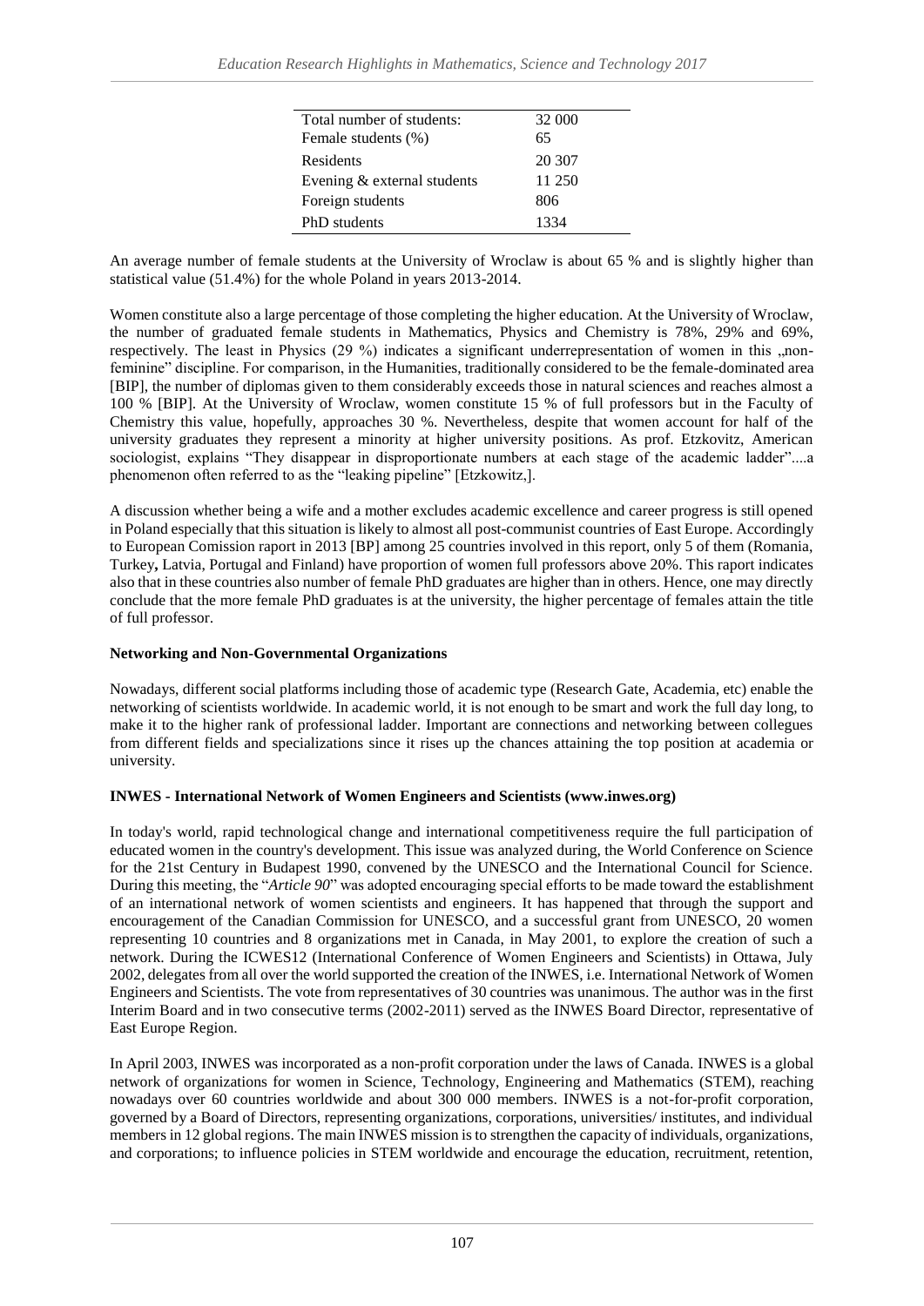| Total number of students: | 32 000 |
|---|---|
| Female students (%) | 65 |
| Residents | 20 307 |
| Evening & external students | 11 250 |
| Foreign students | 806 |
| PhD students | 1334 |

An average number of female students at the University of Wroclaw is about 65 % and is slightly higher than statistical value (51.4%) for the whole Poland in years 2013-2014.

Women constitute also a large percentage of those completing the higher education. At the University of Wroclaw, the number of graduated female students in Mathematics, Physics and Chemistry is 78%, 29% and 69%, respectively. The least in Physics (29 %) indicates a significant underrepresentation of women in this „non-feminine" discipline. For comparison, in the Humanities, traditionally considered to be the female-dominated area [BIP], the number of diplomas given to them considerably exceeds those in natural sciences and reaches almost a 100 % [BIP]. At the University of Wroclaw, women constitute 15 % of full professors but in the Faculty of Chemistry this value, hopefully, approaches 30 %. Nevertheless, despite that women account for half of the university graduates they represent a minority at higher university positions. As prof. Etzkovitz, American sociologist, explains "They disappear in disproportionate numbers at each stage of the academic ladder"....a phenomenon often referred to as the "leaking pipeline" [Etzkowitz,].

A discussion whether being a wife and a mother excludes academic excellence and career progress is still opened in Poland especially that this situation is likely to almost all post-communist countries of East Europe. Accordingly to European Comission raport in 2013 [BP] among 25 countries involved in this report, only 5 of them (Romania, Turkey**,** Latvia, Portugal and Finland) have proportion of women full professors above 20%. This raport indicates also that in these countries also number of female PhD graduates are higher than in others. Hence, one may directly conclude that the more female PhD graduates is at the university, the higher percentage of females attain the title of full professor.

**Networking and Non-Governmental Organizations**

Nowadays, different social platforms including those of academic type (Research Gate, Academia, etc) enable the networking of scientists worldwide. In academic world, it is not enough to be smart and work the full day long, to make it to the higher rank of professional ladder. Important are connections and networking between collegues from different fields and specializations since it rises up the chances attaining the top position at academia or university.

**INWES - International Network of Women Engineers and Scientists (www.inwes.org)**

In today's world, rapid technological change and international competitiveness require the full participation of educated women in the country's development. This issue was analyzed during, the World Conference on Science for the 21st Century in Budapest 1990, convened by the UNESCO and the International Council for Science. During this meeting, the "*Article 90*" was adopted encouraging special efforts to be made toward the establishment of an international network of women scientists and engineers. It has happened that through the support and encouragement of the Canadian Commission for UNESCO, and a successful grant from UNESCO, 20 women representing 10 countries and 8 organizations met in Canada, in May 2001, to explore the creation of such a network. During the ICWES12 (International Conference of Women Engineers and Scientists) in Ottawa, July 2002, delegates from all over the world supported the creation of the INWES, i.e. International Network of Women Engineers and Scientists. The vote from representatives of 30 countries was unanimous. The author was in the first Interim Board and in two consecutive terms (2002-2011) served as the INWES Board Director, representative of East Europe Region.

In April 2003, INWES was incorporated as a non-profit corporation under the laws of Canada. INWES is a global network of organizations for women in Science, Technology, Engineering and Mathematics (STEM), reaching nowadays over 60 countries worldwide and about 300 000 members. INWES is a not-for-profit corporation, governed by a Board of Directors, representing organizations, corporations, universities/ institutes, and individual members in 12 global regions. The main INWES mission is to strengthen the capacity of individuals, organizations, and corporations; to influence policies in STEM worldwide and encourage the education, recruitment, retention,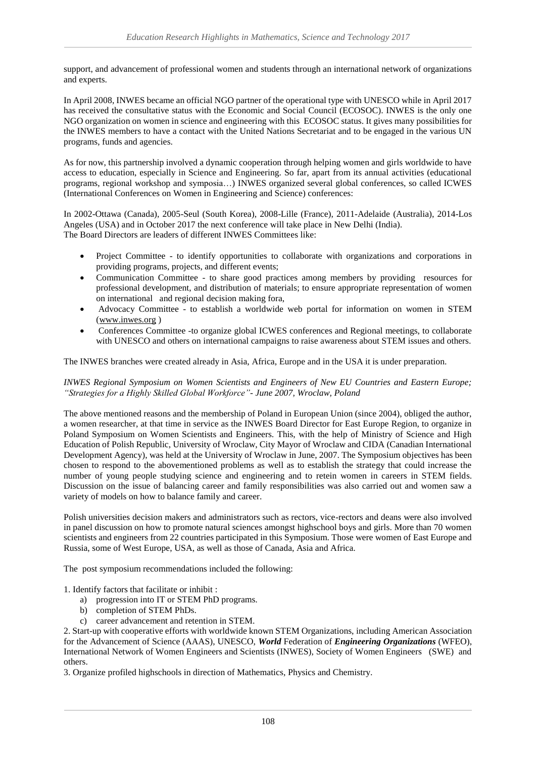support, and advancement of professional women and students through an international network of organizations and experts.

In April 2008, INWES became an official NGO partner of the operational type with UNESCO while in April 2017 has received the consultative status with the Economic and Social Council (ECOSOC). INWES is the only one NGO organization on women in science and engineering with this ECOSOC status. It gives many possibilities for the INWES members to have a contact with the United Nations Secretariat and to be engaged in the various UN programs, funds and agencies.

As for now, this partnership involved a dynamic cooperation through helping women and girls worldwide to have access to education, especially in Science and Engineering. So far, apart from its annual activities (educational programs, regional workshop and symposia…) INWES organized several global conferences, so called ICWES (International Conferences on Women in Engineering and Science) conferences:

In 2002-Ottawa (Canada), 2005-Seul (South Korea), 2008-Lille (France), 2011-Adelaide (Australia), 2014-Los Angeles (USA) and in October 2017 the next conference will take place in New Delhi (India).
The Board Directors are leaders of different INWES Committees like:

- Project Committee - to identify opportunities to collaborate with organizations and corporations in providing programs, projects, and different events;
- Communication Committee - to share good practices among members by providing resources for professional development, and distribution of materials; to ensure appropriate representation of women on international and regional decision making fora,
- Advocacy Committee - to establish a worldwide web portal for information on women in STEM (www.inwes.org )
- Conferences Committee -to organize global ICWES conferences and Regional meetings, to collaborate with UNESCO and others on international campaigns to raise awareness about STEM issues and others.

The INWES branches were created already in Asia, Africa, Europe and in the USA it is under preparation.

*INWES Regional Symposium on Women Scientists and Engineers of New EU Countries and Eastern Europe; "Strategies for a Highly Skilled Global Workforce"- June 2007, Wroclaw, Poland*

The above mentioned reasons and the membership of Poland in European Union (since 2004), obliged the author, a women researcher, at that time in service as the INWES Board Director for East Europe Region, to organize in Poland Symposium on Women Scientists and Engineers. This, with the help of Ministry of Science and High Education of Polish Republic, University of Wroclaw, City Mayor of Wroclaw and CIDA (Canadian International Development Agency), was held at the University of Wroclaw in June, 2007. The Symposium objectives has been chosen to respond to the abovementioned problems as well as to establish the strategy that could increase the number of young people studying science and engineering and to retein women in careers in STEM fields. Discussion on the issue of balancing career and family responsibilities was also carried out and women saw a variety of models on how to balance family and career.

Polish universities decision makers and administrators such as rectors, vice-rectors and deans were also involved in panel discussion on how to promote natural sciences amongst highschool boys and girls. More than 70 women scientists and engineers from 22 countries participated in this Symposium. Those were women of East Europe and Russia, some of West Europe, USA, as well as those of Canada, Asia and Africa.

The post symposium recommendations included the following:

1. Identify factors that facilitate or inhibit :
   a) progression into IT or STEM PhD programs.
   b) completion of STEM PhDs.
   c) career advancement and retention in STEM.
2. Start-up with cooperative efforts with worldwide known STEM Organizations, including American Association for the Advancement of Science (AAAS), UNESCO, ***World*** Federation of ***Engineering Organizations*** (WFEO), International Network of Women Engineers and Scientists (INWES), Society of Women Engineers (SWE) and others.
3. Organize profiled highschools in direction of Mathematics, Physics and Chemistry.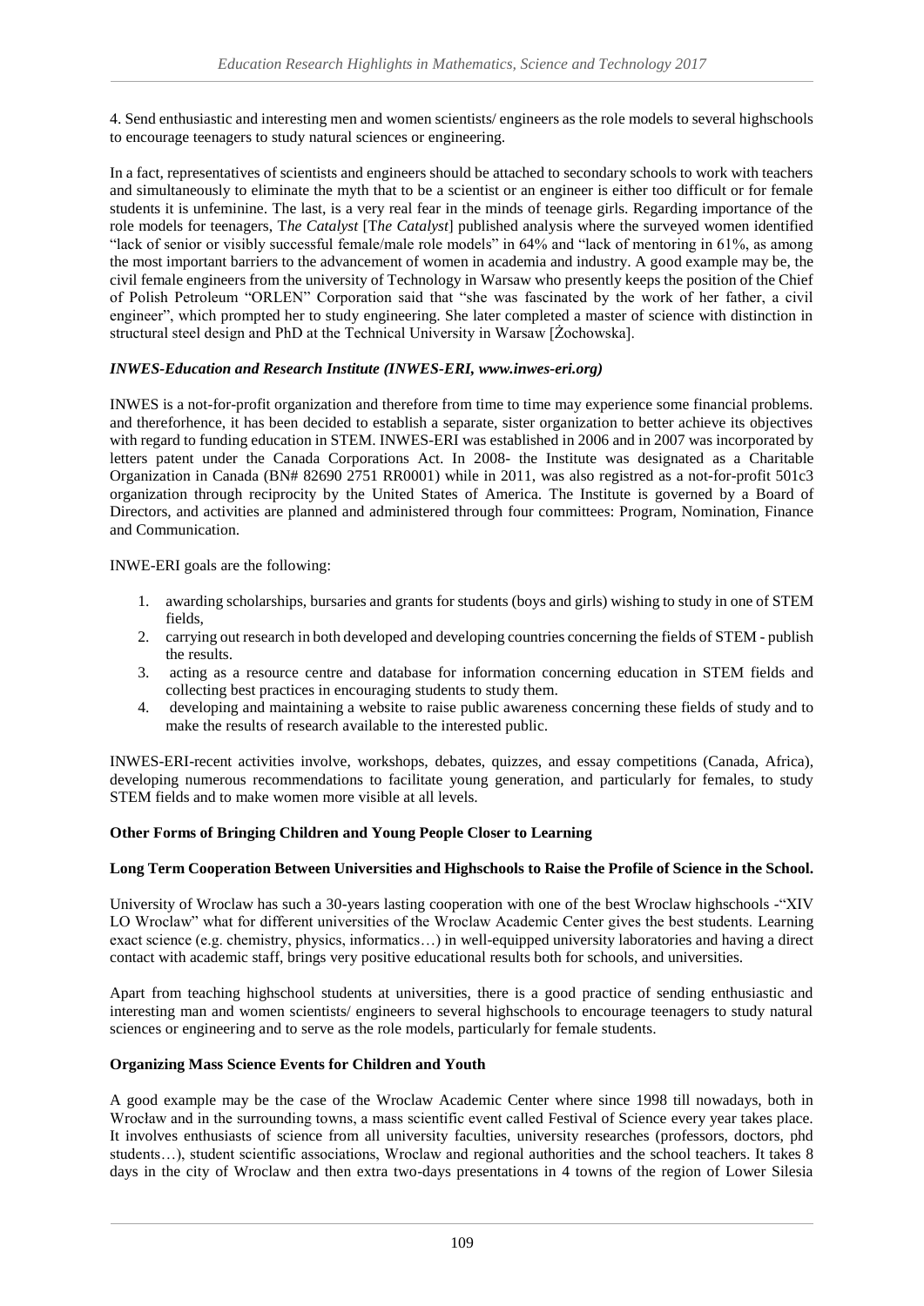4. Send enthusiastic and interesting men and women scientists/ engineers as the role models to several highschools to encourage teenagers to study natural sciences or engineering.

In a fact, representatives of scientists and engineers should be attached to secondary schools to work with teachers and simultaneously to eliminate the myth that to be a scientist or an engineer is either too difficult or for female students it is unfeminine. The last, is a very real fear in the minds of teenage girls. Regarding importance of the role models for teenagers, T*he Catalyst* [T*he Catalyst*] published analysis where the surveyed women identified "lack of senior or visibly successful female/male role models" in 64% and "lack of mentoring in 61%, as among the most important barriers to the advancement of women in academia and industry. A good example may be, the civil female engineers from the university of Technology in Warsaw who presently keeps the position of the Chief of Polish Petroleum "ORLEN" Corporation said that "she was fascinated by the work of her father, a civil engineer", which prompted her to study engineering. She later completed a master of science with distinction in structural steel design and PhD at the Technical University in Warsaw [Żochowska].

***INWES-Education and Research Institute (INWES-ERI, www.inwes-eri.org)***

INWES is a not-for-profit organization and therefore from time to time may experience some financial problems. and thereforhence, it has been decided to establish a separate, sister organization to better achieve its objectives with regard to funding education in STEM. INWES-ERI was established in 2006 and in 2007 was incorporated by letters patent under the Canada Corporations Act. In 2008- the Institute was designated as a Charitable Organization in Canada (BN# 82690 2751 RR0001) while in 2011, was also registred as a not-for-profit 501c3 organization through reciprocity by the United States of America. The Institute is governed by a Board of Directors, and activities are planned and administered through four committees: Program, Nomination, Finance and Communication.

INWE-ERI goals are the following:

1. awarding scholarships, bursaries and grants for students (boys and girls) wishing to study in one of STEM fields,
2. carrying out research in both developed and developing countries concerning the fields of STEM - publish the results.
3. acting as a resource centre and database for information concerning education in STEM fields and collecting best practices in encouraging students to study them.
4. developing and maintaining a website to raise public awareness concerning these fields of study and to make the results of research available to the interested public.

INWES-ERI-recent activities involve, workshops, debates, quizzes, and essay competitions (Canada, Africa), developing numerous recommendations to facilitate young generation, and particularly for females, to study STEM fields and to make women more visible at all levels.

**Other Forms of Bringing Children and Young People Closer to Learning**

**Long Term Cooperation Between Universities and Highschools to Raise the Profile of Science in the School.**

University of Wroclaw has such a 30-years lasting cooperation with one of the best Wroclaw highschools -"XIV LO Wroclaw" what for different universities of the Wroclaw Academic Center gives the best students. Learning exact science (e.g. chemistry, physics, informatics…) in well-equipped university laboratories and having a direct contact with academic staff, brings very positive educational results both for schools, and universities.

Apart from teaching highschool students at universities, there is a good practice of sending enthusiastic and interesting man and women scientists/ engineers to several highschools to encourage teenagers to study natural sciences or engineering and to serve as the role models, particularly for female students.

**Organizing Mass Science Events for Children and Youth**

A good example may be the case of the Wroclaw Academic Center where since 1998 till nowadays, both in Wrocław and in the surrounding towns, a mass scientific event called Festival of Science every year takes place. It involves enthusiasts of science from all university faculties, university researches (professors, doctors, phd students…), student scientific associations, Wroclaw and regional authorities and the school teachers. It takes 8 days in the city of Wroclaw and then extra two-days presentations in 4 towns of the region of Lower Silesia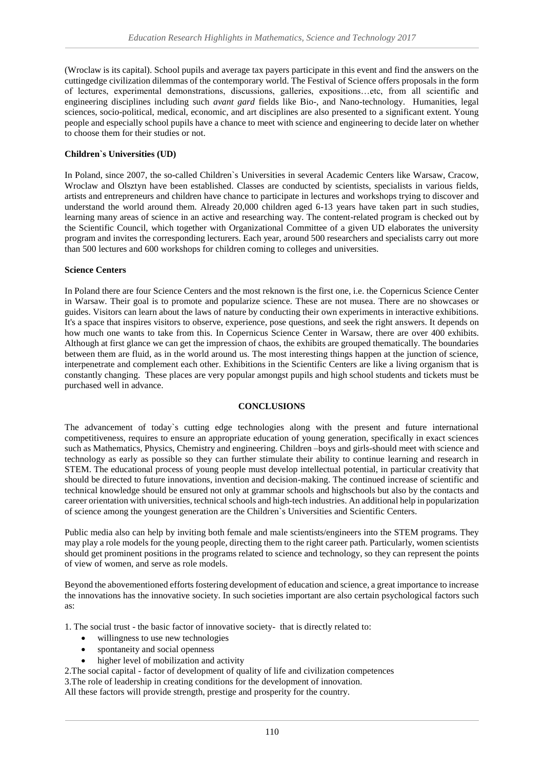(Wroclaw is its capital). School pupils and average tax payers participate in this event and find the answers on the cuttingedge civilization dilemmas of the contemporary world. The Festival of Science offers proposals in the form of lectures, experimental demonstrations, discussions, galleries, expositions…etc, from all scientific and engineering disciplines including such *avant gard* fields like Bio-, and Nano-technology. Humanities, legal sciences, socio-political, medical, economic, and art disciplines are also presented to a significant extent. Young people and especially school pupils have a chance to meet with science and engineering to decide later on whether to choose them for their studies or not.

**Children`s Universities (UD)**

In Poland, since 2007, the so-called Children`s Universities in several Academic Centers like Warsaw, Cracow, Wroclaw and Olsztyn have been established. Classes are conducted by scientists, specialists in various fields, artists and entrepreneurs and children have chance to participate in lectures and workshops trying to discover and understand the world around them. Already 20,000 children aged 6-13 years have taken part in such studies, learning many areas of science in an active and researching way. The content-related program is checked out by the Scientific Council, which together with Organizational Committee of a given UD elaborates the university program and invites the corresponding lecturers. Each year, around 500 researchers and specialists carry out more than 500 lectures and 600 workshops for children coming to colleges and universities.

**Science Centers**

In Poland there are four Science Centers and the most reknown is the first one, i.e. the Copernicus Science Center in Warsaw. Their goal is to promote and popularize science. These are not musea. There are no showcases or guides. Visitors can learn about the laws of nature by conducting their own experiments in interactive exhibitions. It's a space that inspires visitors to observe, experience, pose questions, and seek the right answers. It depends on how much one wants to take from this. In Copernicus Science Center in Warsaw, there are over 400 exhibits. Although at first glance we can get the impression of chaos, the exhibits are grouped thematically. The boundaries between them are fluid, as in the world around us. The most interesting things happen at the junction of science, interpenetrate and complement each other. Exhibitions in the Scientific Centers are like a living organism that is constantly changing. These places are very popular amongst pupils and high school students and tickets must be purchased well in advance.

## CONCLUSIONS

The advancement of today`s cutting edge technologies along with the present and future international competitiveness, requires to ensure an appropriate education of young generation, specifically in exact sciences such as Mathematics, Physics, Chemistry and engineering. Children –boys and girls-should meet with science and technology as early as possible so they can further stimulate their ability to continue learning and research in STEM. The educational process of young people must develop intellectual potential, in particular creativity that should be directed to future innovations, invention and decision-making. The continued increase of scientific and technical knowledge should be ensured not only at grammar schools and highschools but also by the contacts and career orientation with universities, technical schools and high-tech industries. An additional help in popularization of science among the youngest generation are the Children`s Universities and Scientific Centers.

Public media also can help by inviting both female and male scientists/engineers into the STEM programs. They may play a role models for the young people, directing them to the right career path. Particularly, women scientists should get prominent positions in the programs related to science and technology, so they can represent the points of view of women, and serve as role models.

Beyond the abovementioned efforts fostering development of education and science, a great importance to increase the innovations has the innovative society. In such societies important are also certain psychological factors such as:

1. The social trust - the basic factor of innovative society- that is directly related to:
    - willingness to use new technologies
    - spontaneity and social openness
    - higher level of mobilization and activity
2. The social capital - factor of development of quality of life and civilization competences
3. The role of leadership in creating conditions for the development of innovation.

All these factors will provide strength, prestige and prosperity for the country.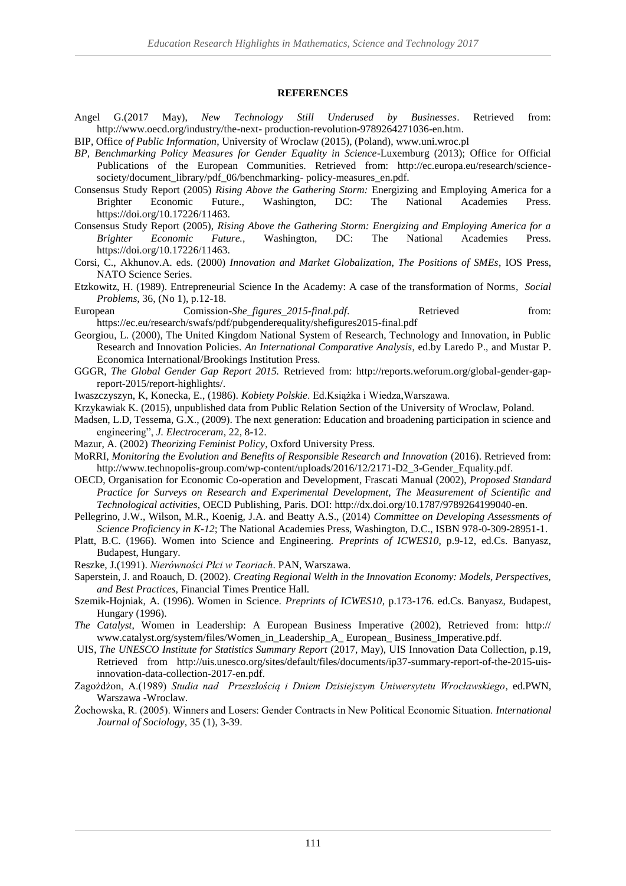**REFERENCES**

Angel G.(2017 May), *New Technology Still Underused by Businesses*. Retrieved from: http://www.oecd.org/industry/the-next- production-revolution-9789264271036-en.htm.

BIP, Office *of Public Information*, University of Wroclaw (2015), (Poland), www.uni.wroc.pl

*BP, Benchmarking Policy Measures for Gender Equality in Science*-Luxemburg (2013); Office for Official Publications of the European Communities. Retrieved from: http://ec.europa.eu/research/science-society/document_library/pdf_06/benchmarking- policy-measures_en.pdf.

Consensus Study Report (2005) *Rising Above the Gathering Storm:* Energizing and Employing America for a Brighter Economic Future., Washington, DC: The National Academies Press. https://doi.org/10.17226/11463.

Consensus Study Report (2005), *Rising Above the Gathering Storm: Energizing and Employing America for a Brighter Economic Future.,* Washington, DC: The National Academies Press. https://doi.org/10.17226/11463.

Corsi, C., Akhunov.A. eds. (2000) *Innovation and Market Globalization, The Positions of SMEs*, IOS Press, NATO Science Series.

Etzkowitz, H. (1989). Entrepreneurial Science In the Academy: A case of the transformation of Norms, *Social Problems,* 36, (No 1), p.12-18.

European Comission-*She_figures_2015-final.pdf*. Retrieved from: https://ec.eu/research/swafs/pdf/pubgenderequality/shefigures2015-final.pdf

Georgiou, L. (2000), The United Kingdom National System of Research, Technology and Innovation, in Public Research and Innovation Policies. *An International Comparative Analysis*, ed.by Laredo P., and Mustar P. Economica International/Brookings Institution Press.

GGGR, *The Global Gender Gap Report 2015.* Retrieved from: http://reports.weforum.org/global-gender-gap-report-2015/report-highlights/.

Iwaszczyszyn, K, Konecka, E., (1986). *Kobiety Polskie*. Ed.Książka i Wiedza,Warszawa.

Krzykawiak K. (2015), unpublished data from Public Relation Section of the University of Wroclaw, Poland.

Madsen, L.D, Tessema, G.X., (2009). The next generation: Education and broadening participation in science and engineering", *J. Electroceram*, 22, 8-12.

Mazur, A. (2002) *Theorizing Feminist Policy*, Oxford University Press.

MoRRI, *Monitoring the Evolution and Benefits of Responsible Research and Innovation* (2016). Retrieved from: http://www.technopolis-group.com/wp-content/uploads/2016/12/2171-D2_3-Gender_Equality.pdf.

OECD, Organisation for Economic Co-operation and Development, Frascati Manual (2002), *Proposed Standard Practice for Surveys on Research and Experimental Development, The Measurement of Scientific and Technological activities*, OECD Publishing, Paris. DOI: http://dx.doi.org/10.1787/9789264199040-en.

Pellegrino, J.W., Wilson, M.R., Koenig, J.A. and Beatty A.S., (2014) *Committee on Developing Assessments of Science Proficiency in K-12*; The National Academies Press, Washington, D.C., ISBN 978-0-309-28951-1.

Platt, B.C. (1966). Women into Science and Engineering. *Preprints of ICWES10*, p.9-12, ed.Cs. Banyasz, Budapest, Hungary.

Reszke, J.(1991). *Nierówności Płci w Teoriach*. PAN, Warszawa.

Saperstein, J. and Roauch, D. (2002). *Creating Regional Welth in the Innovation Economy: Models, Perspectives, and Best Practices,* Financial Times Prentice Hall.

Szemik-Hojniak, A. (1996). Women in Science. *Preprints of ICWES10*, p.173-176. ed.Cs. Banyasz, Budapest, Hungary (1996).

*The Catalyst,* Women in Leadership: A European Business Imperative (2002), Retrieved from: http:// www.catalyst.org/system/files/Women_in_Leadership_A_ European_ Business_Imperative.pdf.

UIS, *The UNESCO Institute for Statistics Summary Report* (2017, May), UIS Innovation Data Collection, p.19, Retrieved from http://uis.unesco.org/sites/default/files/documents/ip37-summary-report-of-the-2015-uis-innovation-data-collection-2017-en.pdf.

Zagożdżon, A.(1989) *Studia nad Przeszłością i Dniem Dzisiejszym Uniwersytetu Wrocławskiego*, ed.PWN, Warszawa -Wroclaw.

Żochowska, R. (2005). Winners and Losers: Gender Contracts in New Political Economic Situation. *International Journal of Sociology*, 35 (1), 3-39.